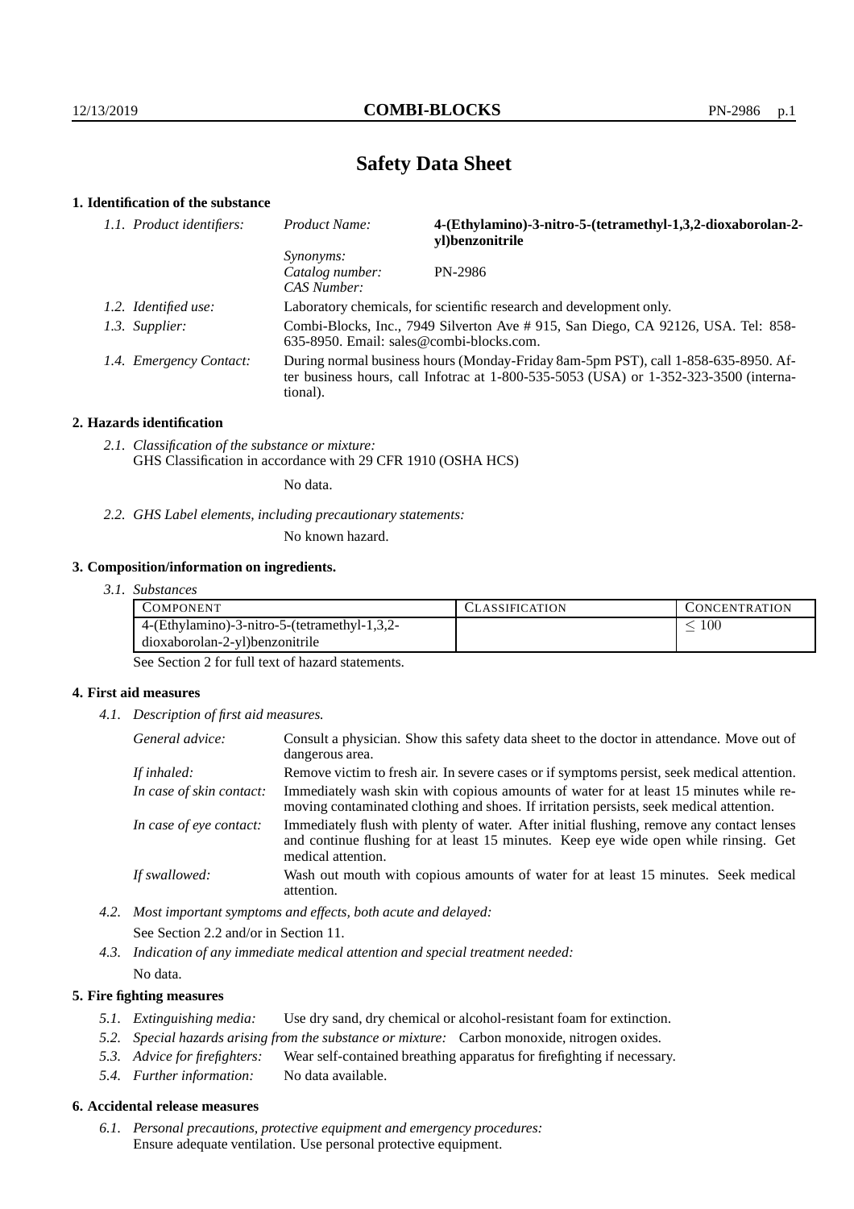# Safety Data Sheet

## 1. Identification of the substance

*1.1. Product identifiers:*

| | |
|---|---|
| *Product Name:* | **4-(Ethylamino)-3-nitro-5-(tetramethyl-1,3,2-dioxaborolan-2-yl)benzonitrile** |
| *Synonyms:* | |
| *Catalog number:* | PN-2986 |
| *CAS Number:* | |

*1.2. Identified use:* Laboratory chemicals, for scientific research and development only.

*1.3. Supplier:* Combi-Blocks, Inc., 7949 Silverton Ave # 915, San Diego, CA 92126, USA. Tel: 858-635-8950. Email: sales@combi-blocks.com.

*1.4. Emergency Contact:* During normal business hours (Monday-Friday 8am-5pm PST), call 1-858-635-8950. After business hours, call Infotrac at 1-800-535-5053 (USA) or 1-352-323-3500 (international).

## 2. Hazards identification

*2.1. Classification of the substance or mixture:*
GHS Classification in accordance with 29 CFR 1910 (OSHA HCS)

No data.

*2.2. GHS Label elements, including precautionary statements:*

No known hazard.

## 3. Composition/information on ingredients.

*3.1. Substances*

| Component | Classification | Concentration |
|---|---|---|
| 4-(Ethylamino)-3-nitro-5-(tetramethyl-1,3,2-dioxaborolan-2-yl)benzonitrile | | $\leq 100$ |

See Section 2 for full text of hazard statements.

## 4. First aid measures

*4.1. Description of first aid measures.*

*General advice:* Consult a physician. Show this safety data sheet to the doctor in attendance. Move out of dangerous area.

*If inhaled:* Remove victim to fresh air. In severe cases or if symptoms persist, seek medical attention.

*In case of skin contact:* Immediately wash skin with copious amounts of water for at least 15 minutes while removing contaminated clothing and shoes. If irritation persists, seek medical attention.

*In case of eye contact:* Immediately flush with plenty of water. After initial flushing, remove any contact lenses and continue flushing for at least 15 minutes. Keep eye wide open while rinsing. Get medical attention.

*If swallowed:* Wash out mouth with copious amounts of water for at least 15 minutes. Seek medical attention.

*4.2. Most important symptoms and effects, both acute and delayed:*

See Section 2.2 and/or in Section 11.

*4.3. Indication of any immediate medical attention and special treatment needed:*

No data.

## 5. Fire fighting measures

*5.1. Extinguishing media:* Use dry sand, dry chemical or alcohol-resistant foam for extinction.

*5.2. Special hazards arising from the substance or mixture:* Carbon monoxide, nitrogen oxides.

*5.3. Advice for firefighters:* Wear self-contained breathing apparatus for firefighting if necessary.

*5.4. Further information:* No data available.

## 6. Accidental release measures

*6.1. Personal precautions, protective equipment and emergency procedures:*
Ensure adequate ventilation. Use personal protective equipment.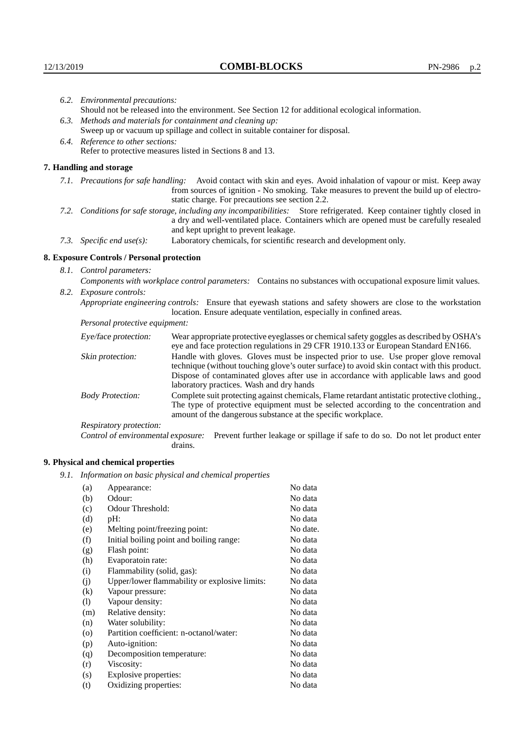*6.2. Environmental precautions:*
Should not be released into the environment. See Section 12 for additional ecological information.

*6.3. Methods and materials for containment and cleaning up:*
Sweep up or vacuum up spillage and collect in suitable container for disposal.

*6.4. Reference to other sections:*
Refer to protective measures listed in Sections 8 and 13.

## 7. Handling and storage

*7.1. Precautions for safe handling:* Avoid contact with skin and eyes. Avoid inhalation of vapour or mist. Keep away from sources of ignition - No smoking. Take measures to prevent the build up of electrostatic charge. For precautions see section 2.2.

*7.2. Conditions for safe storage, including any incompatibilities:* Store refrigerated. Keep container tightly closed in a dry and well-ventilated place. Containers which are opened must be carefully resealed and kept upright to prevent leakage.

*7.3. Specific end use(s):* Laboratory chemicals, for scientific research and development only.

## 8. Exposure Controls / Personal protection

*8.1. Control parameters:*
*Components with workplace control parameters:* Contains no substances with occupational exposure limit values.

*8.2. Exposure controls:*
*Appropriate engineering controls:* Ensure that eyewash stations and safety showers are close to the workstation location. Ensure adequate ventilation, especially in confined areas.

*Personal protective equipment:*

*Eye/face protection:* Wear appropriate protective eyeglasses or chemical safety goggles as described by OSHA's eye and face protection regulations in 29 CFR 1910.133 or European Standard EN166.

*Skin protection:* Handle with gloves. Gloves must be inspected prior to use. Use proper glove removal technique (without touching glove's outer surface) to avoid skin contact with this product. Dispose of contaminated gloves after use in accordance with applicable laws and good laboratory practices. Wash and dry hands

*Body Protection:* Complete suit protecting against chemicals, Flame retardant antistatic protective clothing., The type of protective equipment must be selected according to the concentration and amount of the dangerous substance at the specific workplace.

*Respiratory protection:*

*Control of environmental exposure:* Prevent further leakage or spillage if safe to do so. Do not let product enter drains.

## 9. Physical and chemical properties

*9.1. Information on basic physical and chemical properties*

| | | |
|---|---|---|
| (a) | Appearance: | No data |
| (b) | Odour: | No data |
| (c) | Odour Threshold: | No data |
| (d) | pH: | No data |
| (e) | Melting point/freezing point: | No date. |
| (f) | Initial boiling point and boiling range: | No data |
| (g) | Flash point: | No data |
| (h) | Evaporatoin rate: | No data |
| (i) | Flammability (solid, gas): | No data |
| (j) | Upper/lower flammability or explosive limits: | No data |
| (k) | Vapour pressure: | No data |
| (l) | Vapour density: | No data |
| (m) | Relative density: | No data |
| (n) | Water solubility: | No data |
| (o) | Partition coefficient: n-octanol/water: | No data |
| (p) | Auto-ignition: | No data |
| (q) | Decomposition temperature: | No data |
| (r) | Viscosity: | No data |
| (s) | Explosive properties: | No data |
| (t) | Oxidizing properties: | No data |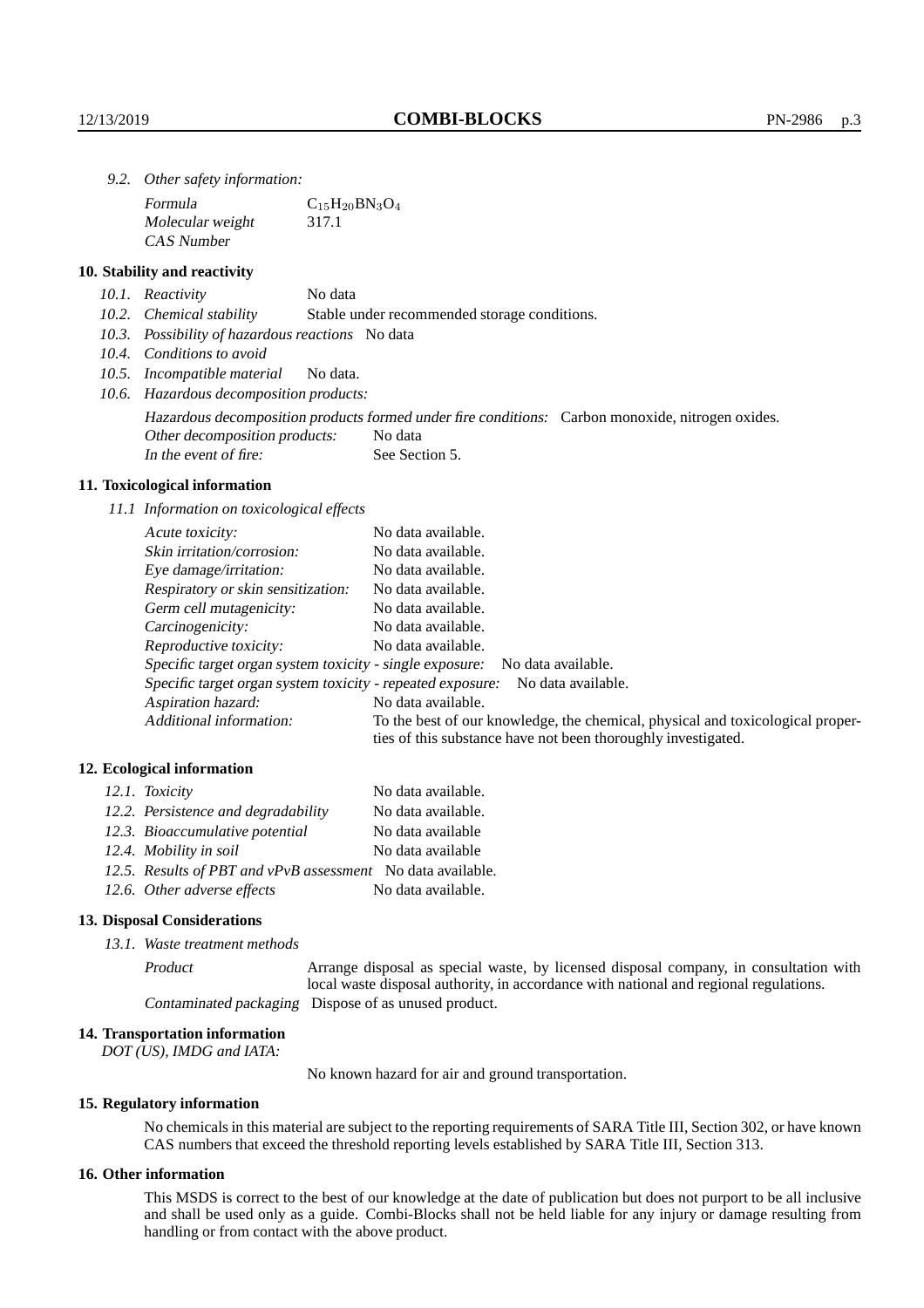*9.2. Other safety information:*

| | |
|---|---|
| *Formula* | $C_{15}H_{20}BN_3O_4$ |
| *Molecular weight* | 317.1 |
| *CAS Number* | |

## 10. Stability and reactivity

*10.1. Reactivity* No data

*10.2. Chemical stability* Stable under recommended storage conditions.

*10.3. Possibility of hazardous reactions* No data

*10.4. Conditions to avoid*

*10.5. Incompatible material* No data.

*10.6. Hazardous decomposition products:*

*Hazardous decomposition products formed under fire conditions:* Carbon monoxide, nitrogen oxides.

*Other decomposition products:* No data

*In the event of fire:* See Section 5.

## 11. Toxicological information

*11.1 Information on toxicological effects*

| | |
|---|---|
| *Acute toxicity:* | No data available. |
| *Skin irritation/corrosion:* | No data available. |
| *Eye damage/irritation:* | No data available. |
| *Respiratory or skin sensitization:* | No data available. |
| *Germ cell mutagenicity:* | No data available. |
| *Carcinogenicity:* | No data available. |
| *Reproductive toxicity:* | No data available. |
| *Specific target organ system toxicity - single exposure:* | No data available. |
| *Specific target organ system toxicity - repeated exposure:* | No data available. |
| *Aspiration hazard:* | No data available. |
| *Additional information:* | To the best of our knowledge, the chemical, physical and toxicological properties of this substance have not been thoroughly investigated. |

## 12. Ecological information

| | |
|---|---|
| *12.1. Toxicity* | No data available. |
| *12.2. Persistence and degradability* | No data available. |
| *12.3. Bioaccumulative potential* | No data available |
| *12.4. Mobility in soil* | No data available |
| *12.5. Results of PBT and vPvB assessment* | No data available. |
| *12.6. Other adverse effects* | No data available. |

## 13. Disposal Considerations

*13.1. Waste treatment methods*

*Product* Arrange disposal as special waste, by licensed disposal company, in consultation with local waste disposal authority, in accordance with national and regional regulations.

*Contaminated packaging* Dispose of as unused product.

## 14. Transportation information

*DOT (US), IMDG and IATA:*

No known hazard for air and ground transportation.

## 15. Regulatory information

No chemicals in this material are subject to the reporting requirements of SARA Title III, Section 302, or have known CAS numbers that exceed the threshold reporting levels established by SARA Title III, Section 313.

## 16. Other information

This MSDS is correct to the best of our knowledge at the date of publication but does not purport to be all inclusive and shall be used only as a guide. Combi-Blocks shall not be held liable for any injury or damage resulting from handling or from contact with the above product.